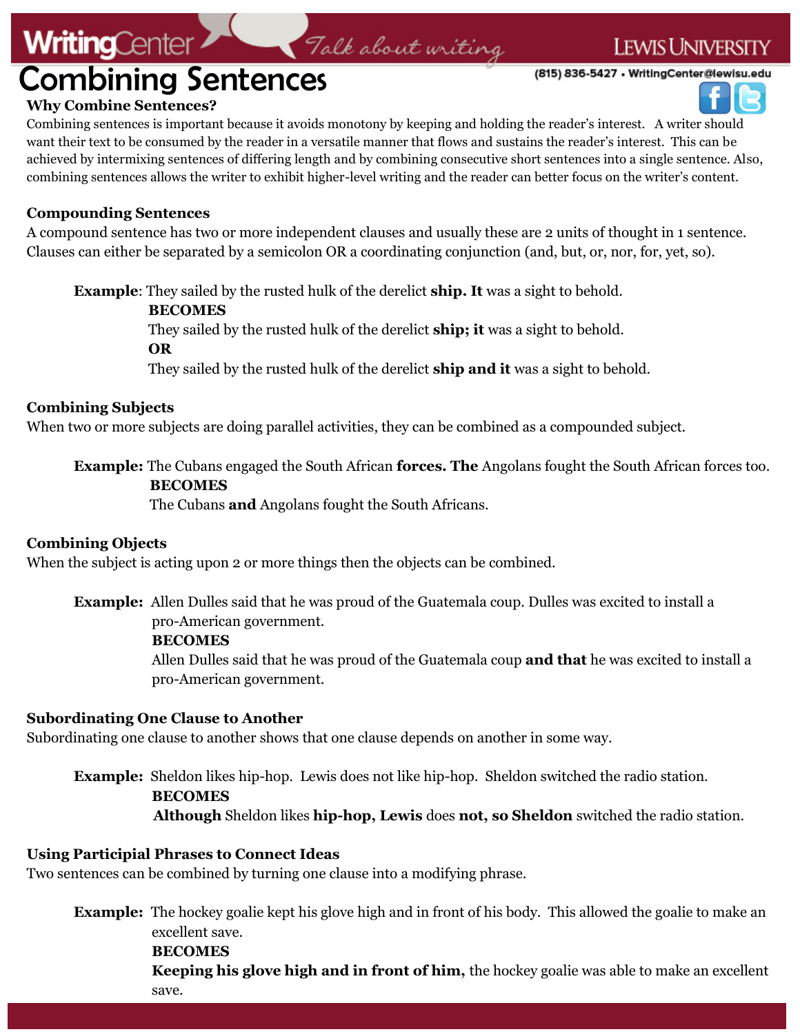# Combining Sentences

## Why Combine Sentences?

Combining sentences is important because it avoids monotony by keeping and holding the reader's interest. A writer should want their text to be consumed by the reader in a versatile manner that flows and sustains the reader's interest. This can be achieved by intermixing sentences of differing length and by combining consecutive short sentences into a single sentence. Also, combining sentences allows the writer to exhibit higher-level writing and the reader can better focus on the writer's content.

## Compounding Sentences

A compound sentence has two or more independent clauses and usually these are 2 units of thought in 1 sentence. Clauses can either be separated by a semicolon OR a coordinating conjunction (and, but, or, nor, for, yet, so).

**Example**: They sailed by the rusted hulk of the derelict **ship. It** was a sight to behold.

**BECOMES**

They sailed by the rusted hulk of the derelict **ship; it** was a sight to behold.

**OR**

They sailed by the rusted hulk of the derelict **ship and it** was a sight to behold.

## Combining Subjects

When two or more subjects are doing parallel activities, they can be combined as a compounded subject.

**Example:** The Cubans engaged the South African **forces. The** Angolans fought the South African forces too.

**BECOMES**

The Cubans **and** Angolans fought the South Africans.

## Combining Objects

When the subject is acting upon 2 or more things then the objects can be combined.

**Example:** Allen Dulles said that he was proud of the Guatemala coup. Dulles was excited to install a pro-American government.

**BECOMES**

Allen Dulles said that he was proud of the Guatemala coup **and that** he was excited to install a pro-American government.

## Subordinating One Clause to Another

Subordinating one clause to another shows that one clause depends on another in some way.

**Example:** Sheldon likes hip-hop. Lewis does not like hip-hop. Sheldon switched the radio station.

**BECOMES**

**Although** Sheldon likes **hip-hop, Lewis** does **not, so Sheldon** switched the radio station.

## Using Participial Phrases to Connect Ideas

Two sentences can be combined by turning one clause into a modifying phrase.

**Example:** The hockey goalie kept his glove high and in front of his body. This allowed the goalie to make an excellent save.

**BECOMES**

**Keeping his glove high and in front of him,** the hockey goalie was able to make an excellent save.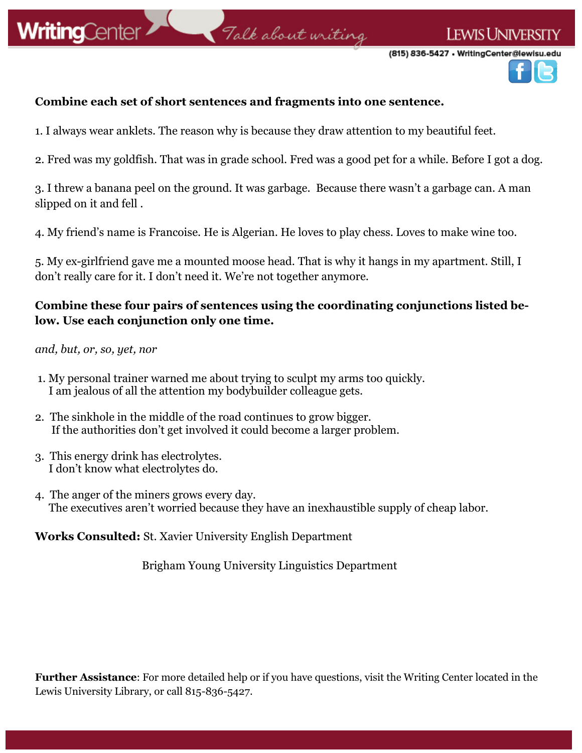**Combine each set of short sentences and fragments into one sentence.**

1. I always wear anklets. The reason why is because they draw attention to my beautiful feet.

2. Fred was my goldfish. That was in grade school. Fred was a good pet for a while. Before I got a dog.

3. I threw a banana peel on the ground. It was garbage. Because there wasn't a garbage can. A man slipped on it and fell .

4. My friend's name is Francoise. He is Algerian. He loves to play chess. Loves to make wine too.

5. My ex-girlfriend gave me a mounted moose head. That is why it hangs in my apartment. Still, I don't really care for it. I don't need it. We're not together anymore.

**Combine these four pairs of sentences using the coordinating conjunctions listed below. Use each conjunction only one time.**

*and, but, or, so, yet, nor*

1. My personal trainer warned me about trying to sculpt my arms too quickly.
   I am jealous of all the attention my bodybuilder colleague gets.

2. The sinkhole in the middle of the road continues to grow bigger.
   If the authorities don't get involved it could become a larger problem.

3. This energy drink has electrolytes.
   I don't know what electrolytes do.

4. The anger of the miners grows every day.
   The executives aren't worried because they have an inexhaustible supply of cheap labor.

**Works Consulted:** St. Xavier University English Department

Brigham Young University Linguistics Department

**Further Assistance**: For more detailed help or if you have questions, visit the Writing Center located in the Lewis University Library, or call 815-836-5427.